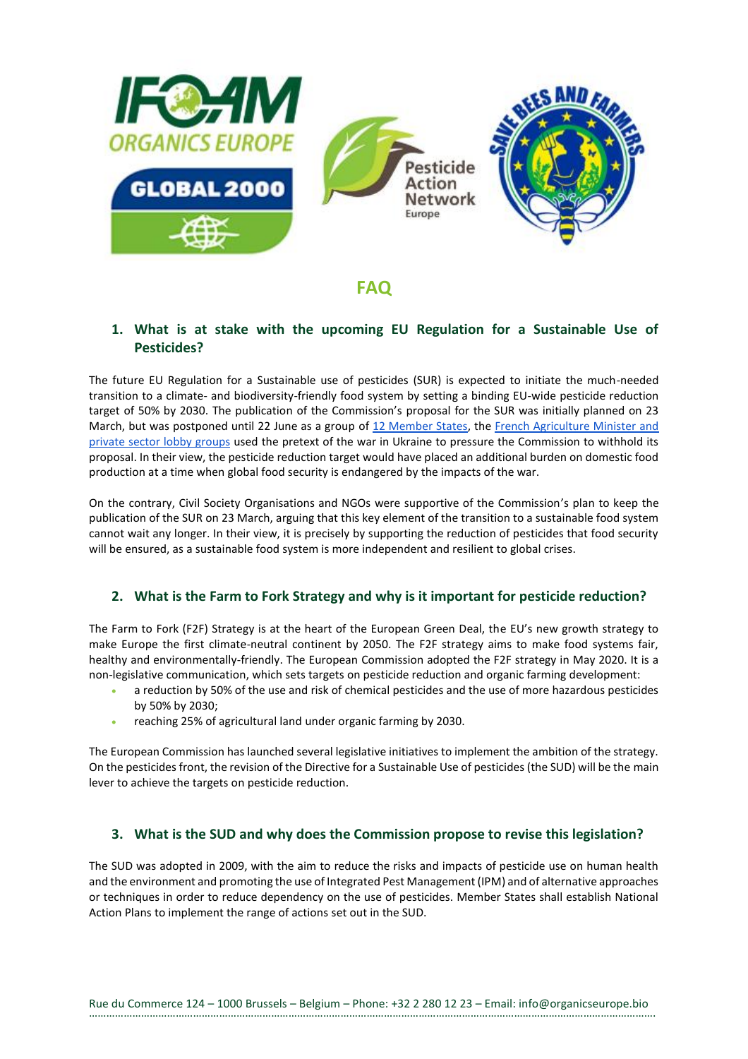# FAQ

## 1. What is at stake with the upcoming EU Regulation for a Sustainable Use of Pesticides?

The future EU Regulation for a Sustainable use of pesticides (SUR) is expected to initiate the much-needed transition to a climate- and biodiversity-friendly food system by setting a binding EU-wide pesticide reduction target of 50% by 2030. The publication of the Commission's proposal for the SUR was initially planned on 23 March, but was postponed until 22 June as a group of 12 Member States, the French Agriculture Minister and private sector lobby groups used the pretext of the war in Ukraine to pressure the Commission to withhold its proposal. In their view, the pesticide reduction target would have placed an additional burden on domestic food production at a time when global food security is endangered by the impacts of the war.

On the contrary, Civil Society Organisations and NGOs were supportive of the Commission's plan to keep the publication of the SUR on 23 March, arguing that this key element of the transition to a sustainable food system cannot wait any longer. In their view, it is precisely by supporting the reduction of pesticides that food security will be ensured, as a sustainable food system is more independent and resilient to global crises.

## 2. What is the Farm to Fork Strategy and why is it important for pesticide reduction?

The Farm to Fork (F2F) Strategy is at the heart of the European Green Deal, the EU's new growth strategy to make Europe the first climate-neutral continent by 2050. The F2F strategy aims to make food systems fair, healthy and environmentally-friendly. The European Commission adopted the F2F strategy in May 2020. It is a non-legislative communication, which sets targets on pesticide reduction and organic farming development:

- a reduction by 50% of the use and risk of chemical pesticides and the use of more hazardous pesticides by 50% by 2030;
- reaching 25% of agricultural land under organic farming by 2030.

The European Commission has launched several legislative initiatives to implement the ambition of the strategy. On the pesticides front, the revision of the Directive for a Sustainable Use of pesticides (the SUD) will be the main lever to achieve the targets on pesticide reduction.

## 3. What is the SUD and why does the Commission propose to revise this legislation?

The SUD was adopted in 2009, with the aim to reduce the risks and impacts of pesticide use on human health and the environment and promoting the use of Integrated Pest Management (IPM) and of alternative approaches or techniques in order to reduce dependency on the use of pesticides. Member States shall establish National Action Plans to implement the range of actions set out in the SUD.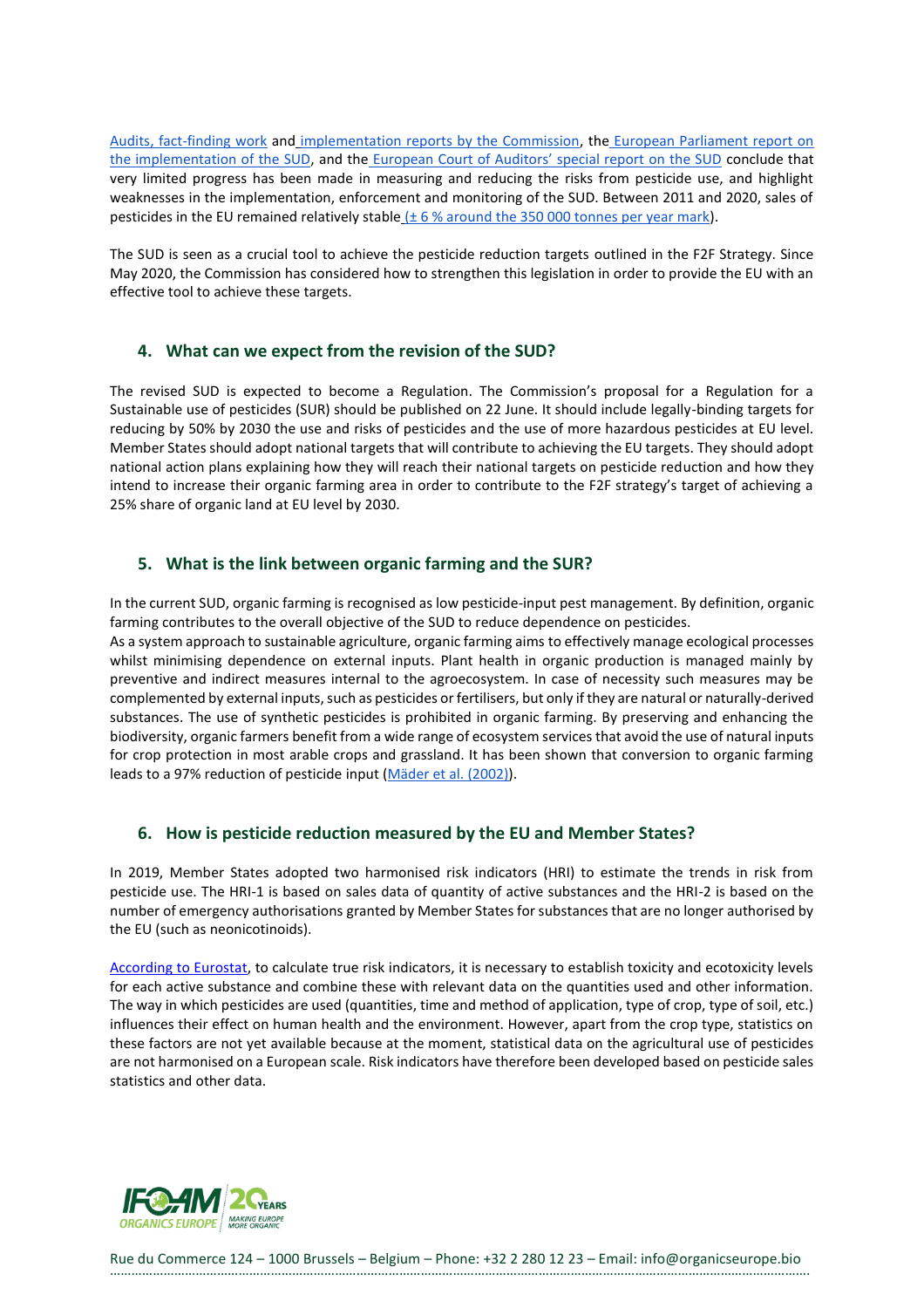Audits, fact-finding work and implementation reports by the Commission, the European Parliament report on the implementation of the SUD, and the European Court of Auditors' special report on the SUD conclude that very limited progress has been made in measuring and reducing the risks from pesticide use, and highlight weaknesses in the implementation, enforcement and monitoring of the SUD. Between 2011 and 2020, sales of pesticides in the EU remained relatively stable (± 6 % around the 350 000 tonnes per year mark).

The SUD is seen as a crucial tool to achieve the pesticide reduction targets outlined in the F2F Strategy. Since May 2020, the Commission has considered how to strengthen this legislation in order to provide the EU with an effective tool to achieve these targets.

## 4. What can we expect from the revision of the SUD?

The revised SUD is expected to become a Regulation. The Commission's proposal for a Regulation for a Sustainable use of pesticides (SUR) should be published on 22 June. It should include legally-binding targets for reducing by 50% by 2030 the use and risks of pesticides and the use of more hazardous pesticides at EU level. Member States should adopt national targets that will contribute to achieving the EU targets. They should adopt national action plans explaining how they will reach their national targets on pesticide reduction and how they intend to increase their organic farming area in order to contribute to the F2F strategy's target of achieving a 25% share of organic land at EU level by 2030.

## 5. What is the link between organic farming and the SUR?

In the current SUD, organic farming is recognised as low pesticide-input pest management. By definition, organic farming contributes to the overall objective of the SUD to reduce dependence on pesticides.
As a system approach to sustainable agriculture, organic farming aims to effectively manage ecological processes whilst minimising dependence on external inputs. Plant health in organic production is managed mainly by preventive and indirect measures internal to the agroecosystem. In case of necessity such measures may be complemented by external inputs, such as pesticides or fertilisers, but only if they are natural or naturally-derived substances. The use of synthetic pesticides is prohibited in organic farming. By preserving and enhancing the biodiversity, organic farmers benefit from a wide range of ecosystem services that avoid the use of natural inputs for crop protection in most arable crops and grassland. It has been shown that conversion to organic farming leads to a 97% reduction of pesticide input (Mäder et al. (2002)).

## 6. How is pesticide reduction measured by the EU and Member States?

In 2019, Member States adopted two harmonised risk indicators (HRI) to estimate the trends in risk from pesticide use. The HRI-1 is based on sales data of quantity of active substances and the HRI-2 is based on the number of emergency authorisations granted by Member States for substances that are no longer authorised by the EU (such as neonicotinoids).

According to Eurostat, to calculate true risk indicators, it is necessary to establish toxicity and ecotoxicity levels for each active substance and combine these with relevant data on the quantities used and other information. The way in which pesticides are used (quantities, time and method of application, type of crop, type of soil, etc.) influences their effect on human health and the environment. However, apart from the crop type, statistics on these factors are not yet available because at the moment, statistical data on the agricultural use of pesticides are not harmonised on a European scale. Risk indicators have therefore been developed based on pesticide sales statistics and other data.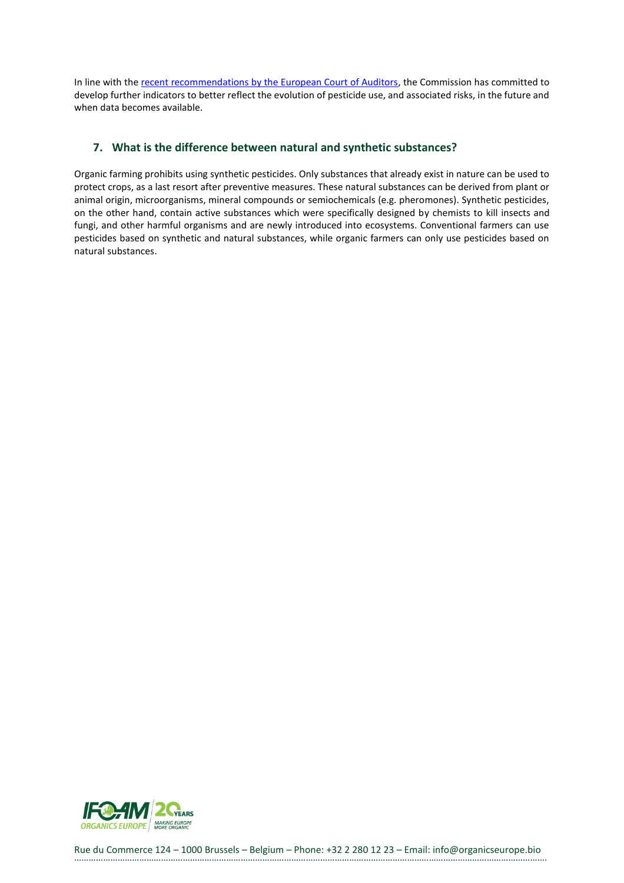In line with the [recent recommendations by the European Court of Auditors](), the Commission has committed to develop further indicators to better reflect the evolution of pesticide use, and associated risks, in the future and when data becomes available.

## 7. What is the difference between natural and synthetic substances?

Organic farming prohibits using synthetic pesticides. Only substances that already exist in nature can be used to protect crops, as a last resort after preventive measures. These natural substances can be derived from plant or animal origin, microorganisms, mineral compounds or semiochemicals (e.g. pheromones). Synthetic pesticides, on the other hand, contain active substances which were specifically designed by chemists to kill insects and fungi, and other harmful organisms and are newly introduced into ecosystems. Conventional farmers can use pesticides based on synthetic and natural substances, while organic farmers can only use pesticides based on natural substances.